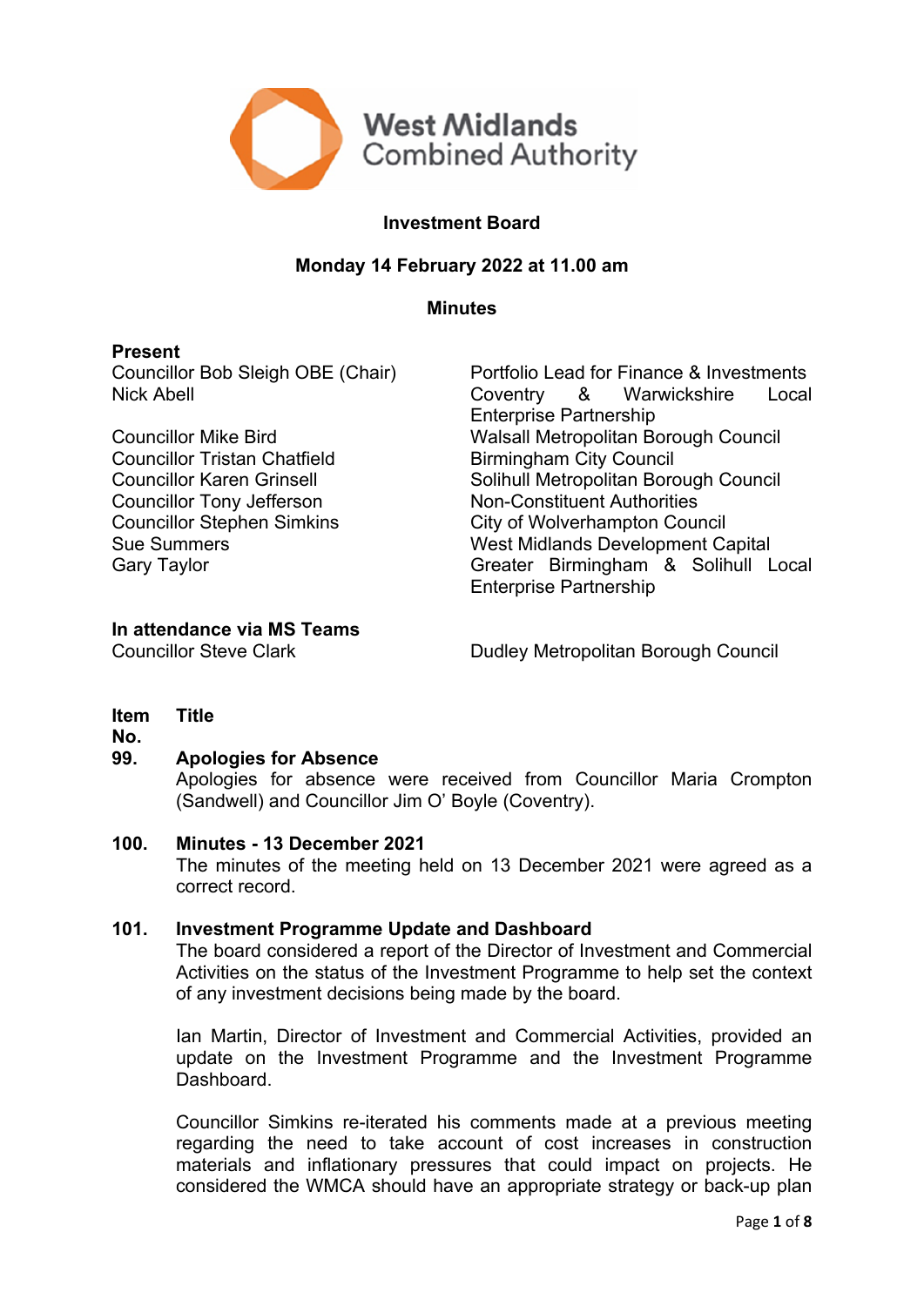West Midlands Combined Authority

# Investment Board

## Monday 14 February 2022 at 11.00 am

## Minutes

**Present**

| | |
|---|---|
| Councillor Bob Sleigh OBE (Chair) | Portfolio Lead for Finance & Investments |
| Nick Abell | Coventry & Warwickshire Local Enterprise Partnership |
| Councillor Mike Bird | Walsall Metropolitan Borough Council |
| Councillor Tristan Chatfield | Birmingham City Council |
| Councillor Karen Grinsell | Solihull Metropolitan Borough Council |
| Councillor Tony Jefferson | Non-Constituent Authorities |
| Councillor Stephen Simkins | City of Wolverhampton Council |
| Sue Summers | West Midlands Development Capital |
| Gary Taylor | Greater Birmingham & Solihull Local Enterprise Partnership |

**In attendance via MS Teams**

| | |
|---|---|
| Councillor Steve Clark | Dudley Metropolitan Borough Council |

**Item No. Title**

**99. Apologies for Absence**

Apologies for absence were received from Councillor Maria Crompton (Sandwell) and Councillor Jim O' Boyle (Coventry).

**100. Minutes - 13 December 2021**

The minutes of the meeting held on 13 December 2021 were agreed as a correct record.

**101. Investment Programme Update and Dashboard**

The board considered a report of the Director of Investment and Commercial Activities on the status of the Investment Programme to help set the context of any investment decisions being made by the board.

Ian Martin, Director of Investment and Commercial Activities, provided an update on the Investment Programme and the Investment Programme Dashboard.

Councillor Simkins re-iterated his comments made at a previous meeting regarding the need to take account of cost increases in construction materials and inflationary pressures that could impact on projects. He considered the WMCA should have an appropriate strategy or back-up plan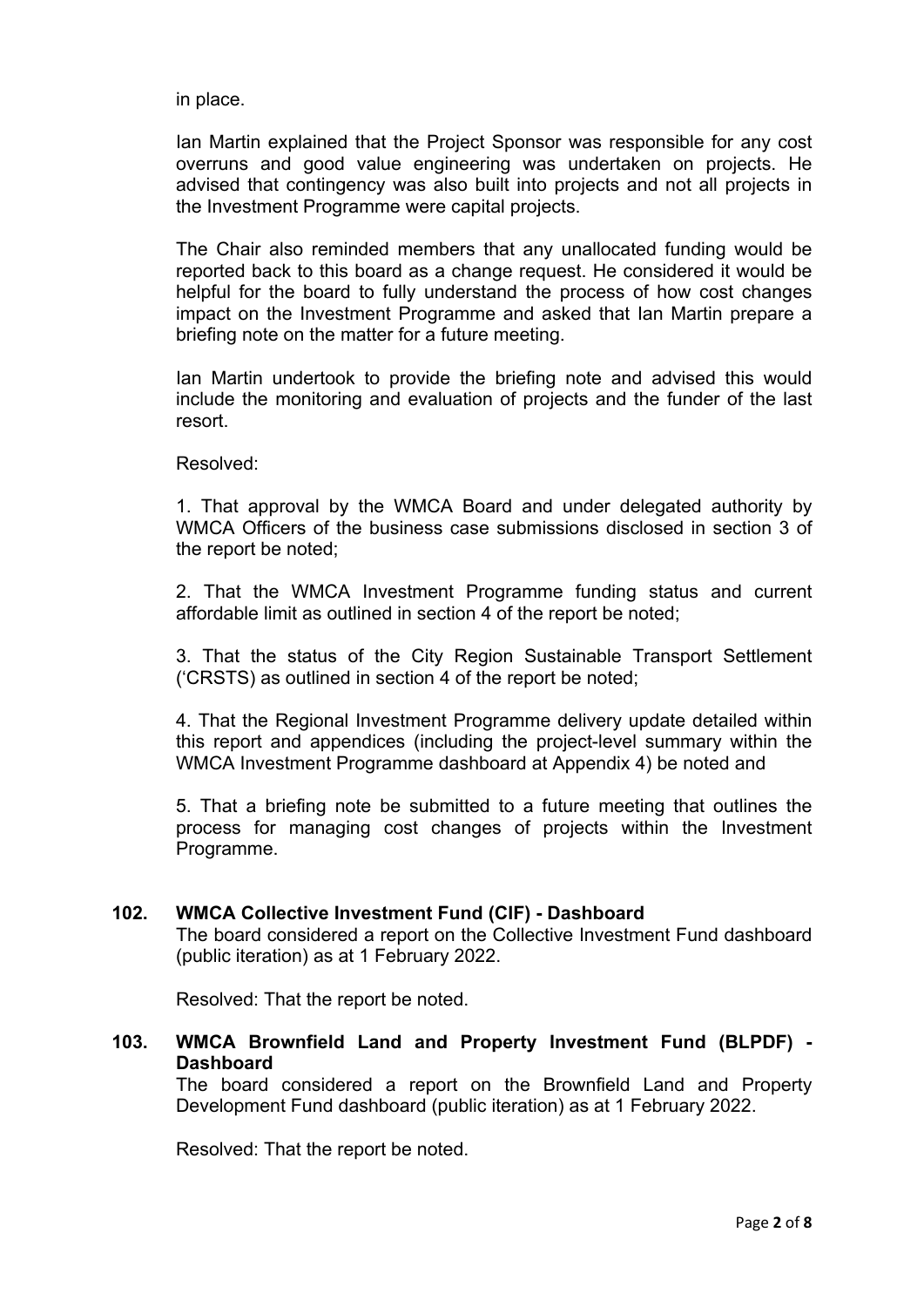in place.

Ian Martin explained that the Project Sponsor was responsible for any cost overruns and good value engineering was undertaken on projects. He advised that contingency was also built into projects and not all projects in the Investment Programme were capital projects.

The Chair also reminded members that any unallocated funding would be reported back to this board as a change request. He considered it would be helpful for the board to fully understand the process of how cost changes impact on the Investment Programme and asked that Ian Martin prepare a briefing note on the matter for a future meeting.

Ian Martin undertook to provide the briefing note and advised this would include the monitoring and evaluation of projects and the funder of the last resort.

Resolved:

1. That approval by the WMCA Board and under delegated authority by WMCA Officers of the business case submissions disclosed in section 3 of the report be noted;

2. That the WMCA Investment Programme funding status and current affordable limit as outlined in section 4 of the report be noted;

3. That the status of the City Region Sustainable Transport Settlement ('CRSTS) as outlined in section 4 of the report be noted;

4. That the Regional Investment Programme delivery update detailed within this report and appendices (including the project-level summary within the WMCA Investment Programme dashboard at Appendix 4) be noted and

5. That a briefing note be submitted to a future meeting that outlines the process for managing cost changes of projects within the Investment Programme.

## 102. WMCA Collective Investment Fund (CIF) - Dashboard

The board considered a report on the Collective Investment Fund dashboard (public iteration) as at 1 February 2022.

Resolved: That the report be noted.

## 103. WMCA Brownfield Land and Property Investment Fund (BLPDF) - Dashboard

The board considered a report on the Brownfield Land and Property Development Fund dashboard (public iteration) as at 1 February 2022.

Resolved: That the report be noted.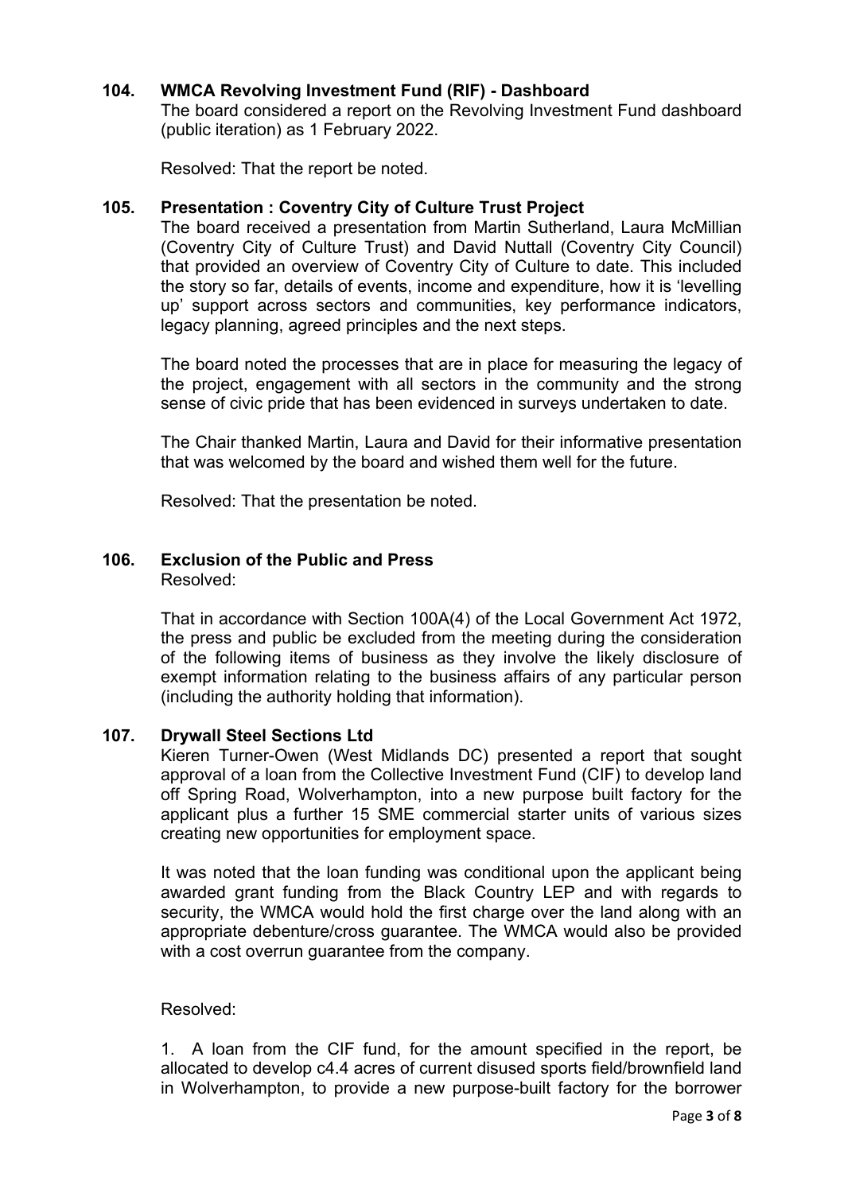### 104. WMCA Revolving Investment Fund (RIF) - Dashboard

The board considered a report on the Revolving Investment Fund dashboard (public iteration) as 1 February 2022.

Resolved: That the report be noted.

### 105. Presentation : Coventry City of Culture Trust Project

The board received a presentation from Martin Sutherland, Laura McMillian (Coventry City of Culture Trust) and David Nuttall (Coventry City Council) that provided an overview of Coventry City of Culture to date. This included the story so far, details of events, income and expenditure, how it is 'levelling up' support across sectors and communities, key performance indicators, legacy planning, agreed principles and the next steps.

The board noted the processes that are in place for measuring the legacy of the project, engagement with all sectors in the community and the strong sense of civic pride that has been evidenced in surveys undertaken to date.

The Chair thanked Martin, Laura and David for their informative presentation that was welcomed by the board and wished them well for the future.

Resolved: That the presentation be noted.

### 106. Exclusion of the Public and Press

Resolved:

That in accordance with Section 100A(4) of the Local Government Act 1972, the press and public be excluded from the meeting during the consideration of the following items of business as they involve the likely disclosure of exempt information relating to the business affairs of any particular person (including the authority holding that information).

### 107. Drywall Steel Sections Ltd

Kieren Turner-Owen (West Midlands DC) presented a report that sought approval of a loan from the Collective Investment Fund (CIF) to develop land off Spring Road, Wolverhampton, into a new purpose built factory for the applicant plus a further 15 SME commercial starter units of various sizes creating new opportunities for employment space.

It was noted that the loan funding was conditional upon the applicant being awarded grant funding from the Black Country LEP and with regards to security, the WMCA would hold the first charge over the land along with an appropriate debenture/cross guarantee. The WMCA would also be provided with a cost overrun guarantee from the company.

Resolved:

1. A loan from the CIF fund, for the amount specified in the report, be allocated to develop c4.4 acres of current disused sports field/brownfield land in Wolverhampton, to provide a new purpose-built factory for the borrower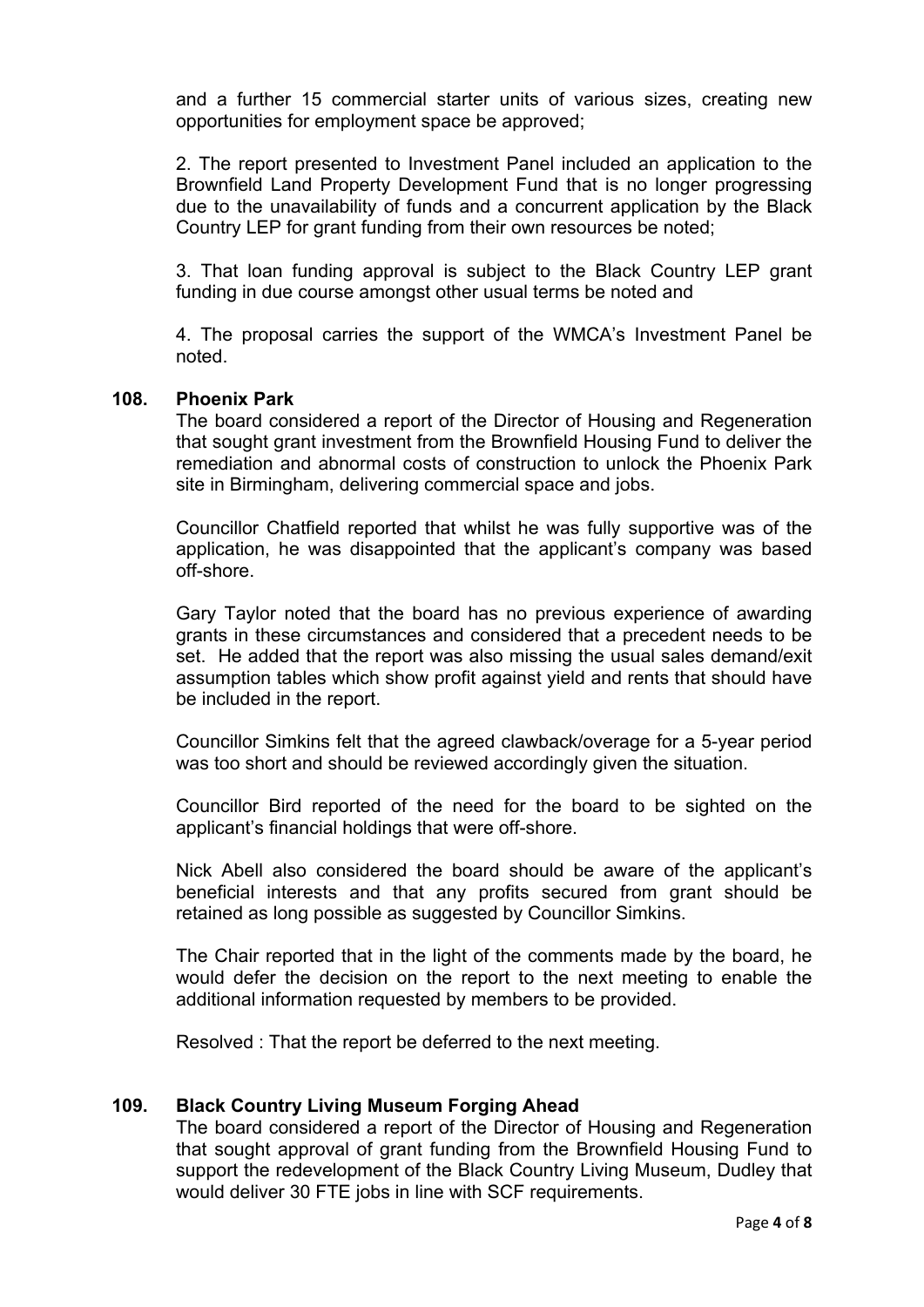and a further 15 commercial starter units of various sizes, creating new opportunities for employment space be approved;

2. The report presented to Investment Panel included an application to the Brownfield Land Property Development Fund that is no longer progressing due to the unavailability of funds and a concurrent application by the Black Country LEP for grant funding from their own resources be noted;

3. That loan funding approval is subject to the Black Country LEP grant funding in due course amongst other usual terms be noted and

4. The proposal carries the support of the WMCA's Investment Panel be noted.

### 108. Phoenix Park

The board considered a report of the Director of Housing and Regeneration that sought grant investment from the Brownfield Housing Fund to deliver the remediation and abnormal costs of construction to unlock the Phoenix Park site in Birmingham, delivering commercial space and jobs.

Councillor Chatfield reported that whilst he was fully supportive was of the application, he was disappointed that the applicant's company was based off-shore.

Gary Taylor noted that the board has no previous experience of awarding grants in these circumstances and considered that a precedent needs to be set. He added that the report was also missing the usual sales demand/exit assumption tables which show profit against yield and rents that should have be included in the report.

Councillor Simkins felt that the agreed clawback/overage for a 5-year period was too short and should be reviewed accordingly given the situation.

Councillor Bird reported of the need for the board to be sighted on the applicant's financial holdings that were off-shore.

Nick Abell also considered the board should be aware of the applicant's beneficial interests and that any profits secured from grant should be retained as long possible as suggested by Councillor Simkins.

The Chair reported that in the light of the comments made by the board, he would defer the decision on the report to the next meeting to enable the additional information requested by members to be provided.

Resolved : That the report be deferred to the next meeting.

### 109. Black Country Living Museum Forging Ahead

The board considered a report of the Director of Housing and Regeneration that sought approval of grant funding from the Brownfield Housing Fund to support the redevelopment of the Black Country Living Museum, Dudley that would deliver 30 FTE jobs in line with SCF requirements.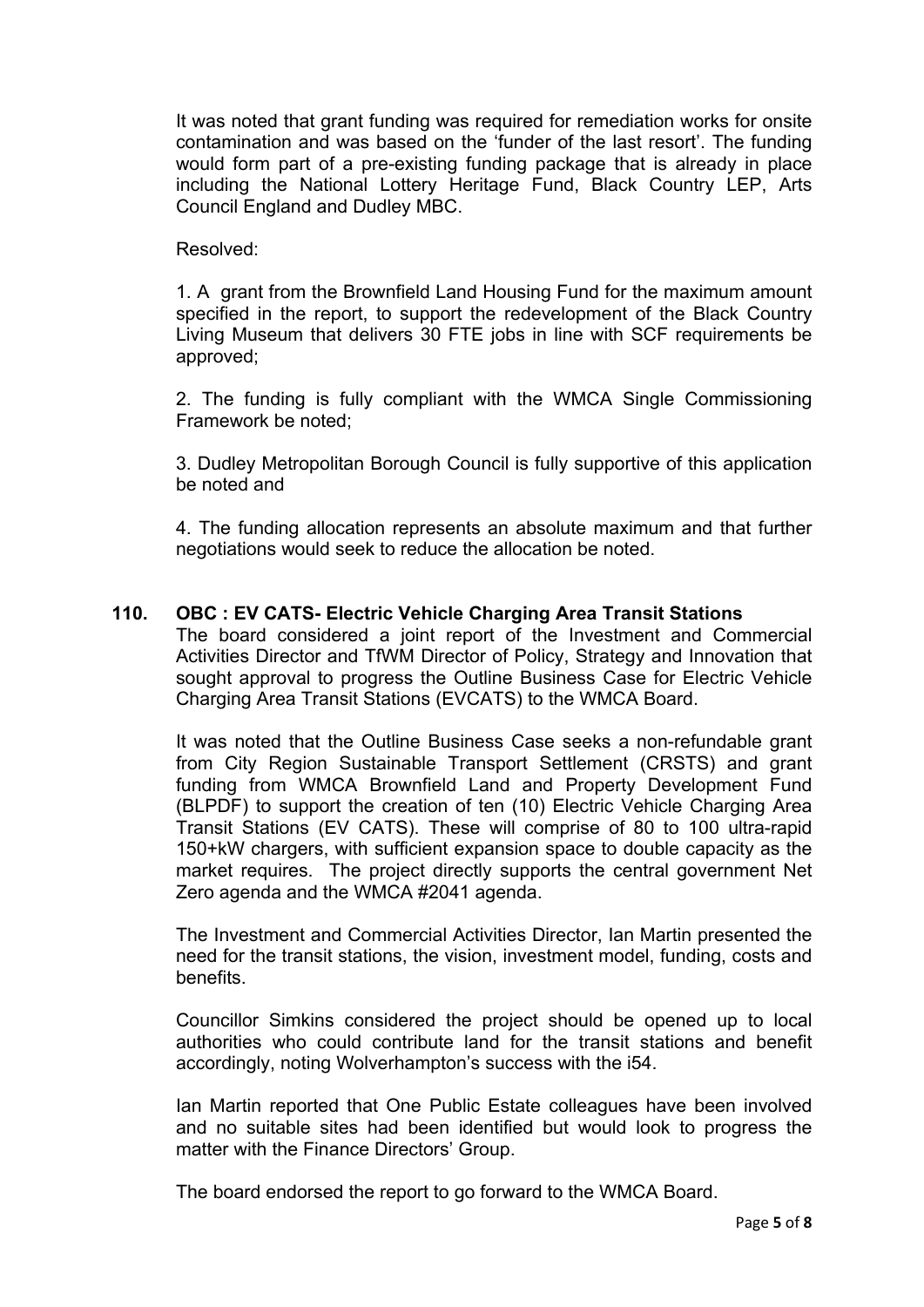It was noted that grant funding was required for remediation works for onsite contamination and was based on the 'funder of the last resort'. The funding would form part of a pre-existing funding package that is already in place including the National Lottery Heritage Fund, Black Country LEP, Arts Council England and Dudley MBC.

Resolved:

1. A grant from the Brownfield Land Housing Fund for the maximum amount specified in the report, to support the redevelopment of the Black Country Living Museum that delivers 30 FTE jobs in line with SCF requirements be approved;

2. The funding is fully compliant with the WMCA Single Commissioning Framework be noted;

3. Dudley Metropolitan Borough Council is fully supportive of this application be noted and

4. The funding allocation represents an absolute maximum and that further negotiations would seek to reduce the allocation be noted.

## 110. OBC : EV CATS- Electric Vehicle Charging Area Transit Stations

The board considered a joint report of the Investment and Commercial Activities Director and TfWM Director of Policy, Strategy and Innovation that sought approval to progress the Outline Business Case for Electric Vehicle Charging Area Transit Stations (EVCATS) to the WMCA Board.

It was noted that the Outline Business Case seeks a non-refundable grant from City Region Sustainable Transport Settlement (CRSTS) and grant funding from WMCA Brownfield Land and Property Development Fund (BLPDF) to support the creation of ten (10) Electric Vehicle Charging Area Transit Stations (EV CATS). These will comprise of 80 to 100 ultra-rapid 150+kW chargers, with sufficient expansion space to double capacity as the market requires. The project directly supports the central government Net Zero agenda and the WMCA #2041 agenda.

The Investment and Commercial Activities Director, Ian Martin presented the need for the transit stations, the vision, investment model, funding, costs and benefits.

Councillor Simkins considered the project should be opened up to local authorities who could contribute land for the transit stations and benefit accordingly, noting Wolverhampton's success with the i54.

Ian Martin reported that One Public Estate colleagues have been involved and no suitable sites had been identified but would look to progress the matter with the Finance Directors' Group.

The board endorsed the report to go forward to the WMCA Board.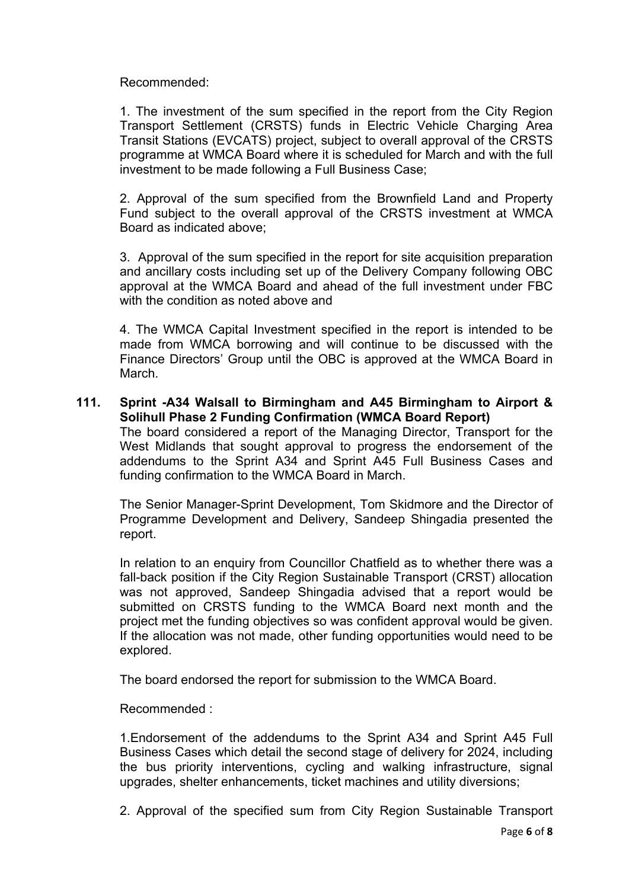Recommended:

1. The investment of the sum specified in the report from the City Region Transport Settlement (CRSTS) funds in Electric Vehicle Charging Area Transit Stations (EVCATS) project, subject to overall approval of the CRSTS programme at WMCA Board where it is scheduled for March and with the full investment to be made following a Full Business Case;

2. Approval of the sum specified from the Brownfield Land and Property Fund subject to the overall approval of the CRSTS investment at WMCA Board as indicated above;

3. Approval of the sum specified in the report for site acquisition preparation and ancillary costs including set up of the Delivery Company following OBC approval at the WMCA Board and ahead of the full investment under FBC with the condition as noted above and

4. The WMCA Capital Investment specified in the report is intended to be made from WMCA borrowing and will continue to be discussed with the Finance Directors' Group until the OBC is approved at the WMCA Board in March.

**111. Sprint -A34 Walsall to Birmingham and A45 Birmingham to Airport & Solihull Phase 2 Funding Confirmation (WMCA Board Report)**

The board considered a report of the Managing Director, Transport for the West Midlands that sought approval to progress the endorsement of the addendums to the Sprint A34 and Sprint A45 Full Business Cases and funding confirmation to the WMCA Board in March.

The Senior Manager-Sprint Development, Tom Skidmore and the Director of Programme Development and Delivery, Sandeep Shingadia presented the report.

In relation to an enquiry from Councillor Chatfield as to whether there was a fall-back position if the City Region Sustainable Transport (CRST) allocation was not approved, Sandeep Shingadia advised that a report would be submitted on CRSTS funding to the WMCA Board next month and the project met the funding objectives so was confident approval would be given. If the allocation was not made, other funding opportunities would need to be explored.

The board endorsed the report for submission to the WMCA Board.

Recommended :

1.Endorsement of the addendums to the Sprint A34 and Sprint A45 Full Business Cases which detail the second stage of delivery for 2024, including the bus priority interventions, cycling and walking infrastructure, signal upgrades, shelter enhancements, ticket machines and utility diversions;

2. Approval of the specified sum from City Region Sustainable Transport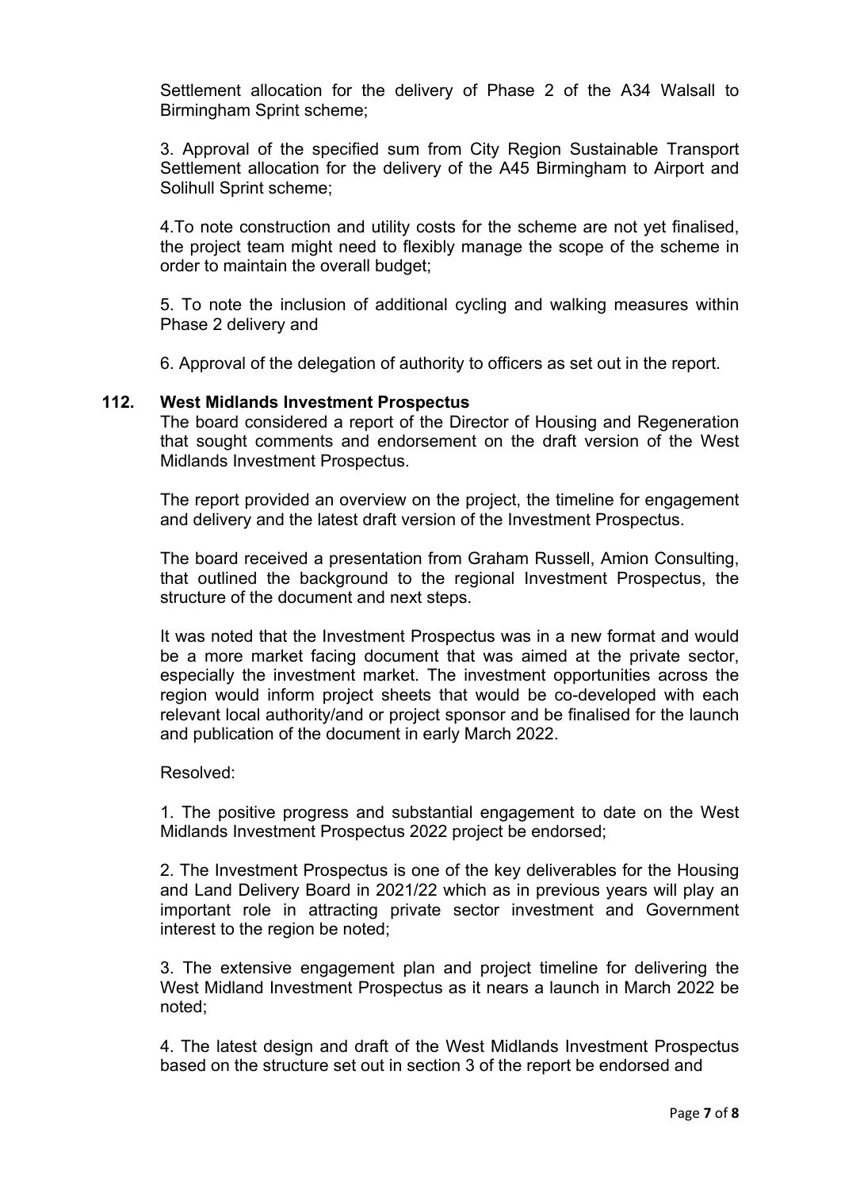Settlement allocation for the delivery of Phase 2 of the A34 Walsall to Birmingham Sprint scheme;

3. Approval of the specified sum from City Region Sustainable Transport Settlement allocation for the delivery of the A45 Birmingham to Airport and Solihull Sprint scheme;

4.To note construction and utility costs for the scheme are not yet finalised, the project team might need to flexibly manage the scope of the scheme in order to maintain the overall budget;

5. To note the inclusion of additional cycling and walking measures within Phase 2 delivery and

6. Approval of the delegation of authority to officers as set out in the report.

### 112. West Midlands Investment Prospectus

The board considered a report of the Director of Housing and Regeneration that sought comments and endorsement on the draft version of the West Midlands Investment Prospectus.

The report provided an overview on the project, the timeline for engagement and delivery and the latest draft version of the Investment Prospectus.

The board received a presentation from Graham Russell, Amion Consulting, that outlined the background to the regional Investment Prospectus, the structure of the document and next steps.

It was noted that the Investment Prospectus was in a new format and would be a more market facing document that was aimed at the private sector, especially the investment market. The investment opportunities across the region would inform project sheets that would be co-developed with each relevant local authority/and or project sponsor and be finalised for the launch and publication of the document in early March 2022.

Resolved:

1. The positive progress and substantial engagement to date on the West Midlands Investment Prospectus 2022 project be endorsed;

2. The Investment Prospectus is one of the key deliverables for the Housing and Land Delivery Board in 2021/22 which as in previous years will play an important role in attracting private sector investment and Government interest to the region be noted;

3. The extensive engagement plan and project timeline for delivering the West Midland Investment Prospectus as it nears a launch in March 2022 be noted;

4. The latest design and draft of the West Midlands Investment Prospectus based on the structure set out in section 3 of the report be endorsed and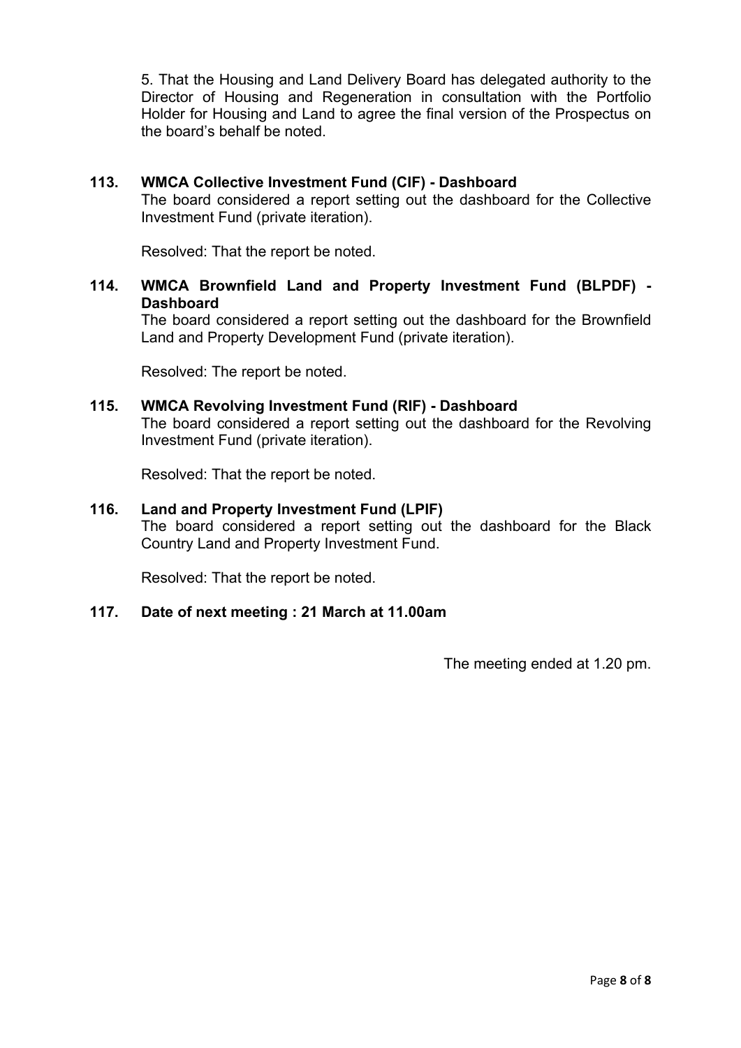5. That the Housing and Land Delivery Board has delegated authority to the Director of Housing and Regeneration in consultation with the Portfolio Holder for Housing and Land to agree the final version of the Prospectus on the board's behalf be noted.

**113. WMCA Collective Investment Fund (CIF) - Dashboard**

The board considered a report setting out the dashboard for the Collective Investment Fund (private iteration).

Resolved: That the report be noted.

**114. WMCA Brownfield Land and Property Investment Fund (BLPDF) - Dashboard**

The board considered a report setting out the dashboard for the Brownfield Land and Property Development Fund (private iteration).

Resolved: The report be noted.

**115. WMCA Revolving Investment Fund (RIF) - Dashboard**

The board considered a report setting out the dashboard for the Revolving Investment Fund (private iteration).

Resolved: That the report be noted.

**116. Land and Property Investment Fund (LPIF)**

The board considered a report setting out the dashboard for the Black Country Land and Property Investment Fund.

Resolved: That the report be noted.

**117. Date of next meeting : 21 March at 11.00am**

The meeting ended at 1.20 pm.